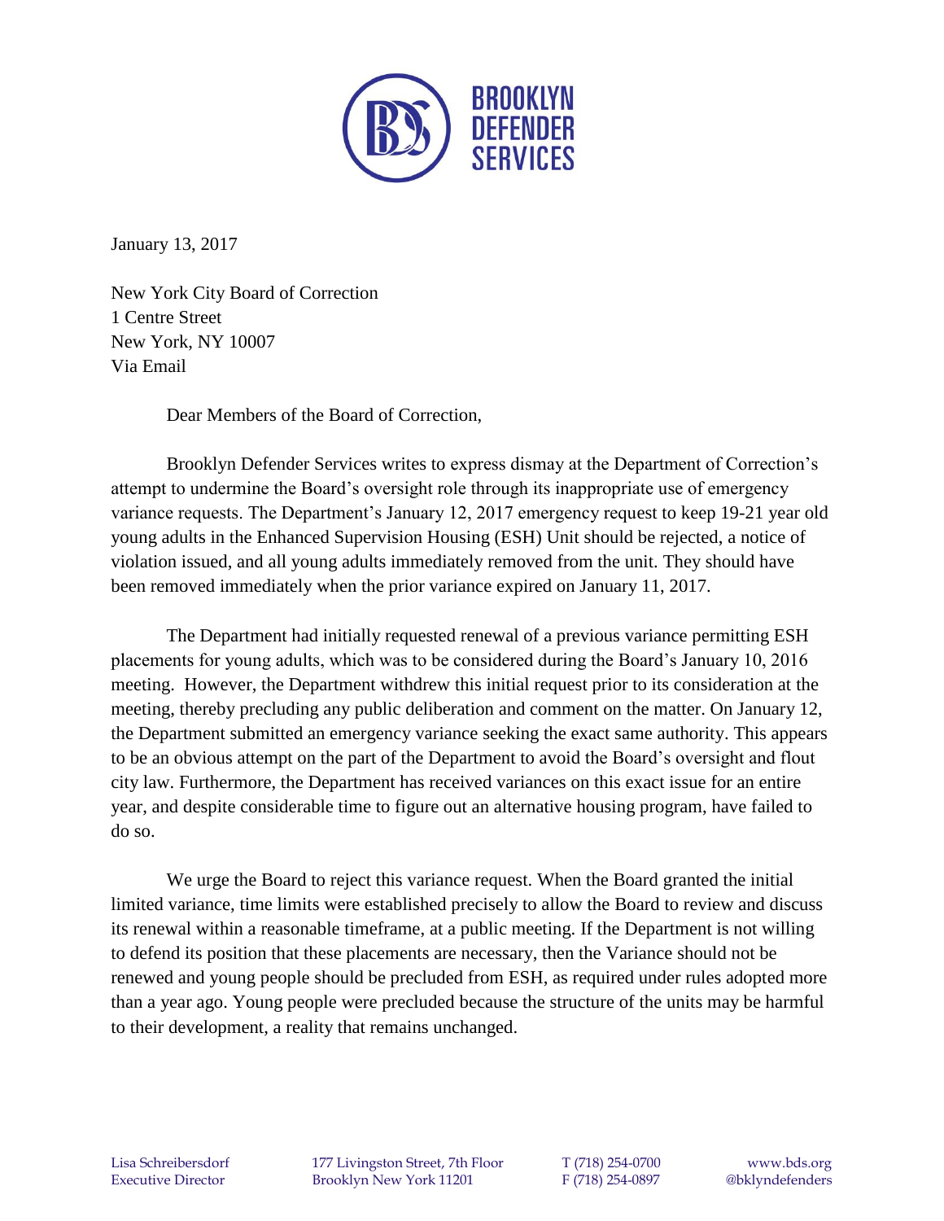BROOKLYN DEFENDER SERVICES

January 13, 2017

New York City Board of Correction
1 Centre Street
New York, NY 10007
Via Email

Dear Members of the Board of Correction,

Brooklyn Defender Services writes to express dismay at the Department of Correction's attempt to undermine the Board's oversight role through its inappropriate use of emergency variance requests. The Department's January 12, 2017 emergency request to keep 19-21 year old young adults in the Enhanced Supervision Housing (ESH) Unit should be rejected, a notice of violation issued, and all young adults immediately removed from the unit. They should have been removed immediately when the prior variance expired on January 11, 2017.

The Department had initially requested renewal of a previous variance permitting ESH placements for young adults, which was to be considered during the Board's January 10, 2016 meeting. However, the Department withdrew this initial request prior to its consideration at the meeting, thereby precluding any public deliberation and comment on the matter. On January 12, the Department submitted an emergency variance seeking the exact same authority. This appears to be an obvious attempt on the part of the Department to avoid the Board's oversight and flout city law. Furthermore, the Department has received variances on this exact issue for an entire year, and despite considerable time to figure out an alternative housing program, have failed to do so.

We urge the Board to reject this variance request. When the Board granted the initial limited variance, time limits were established precisely to allow the Board to review and discuss its renewal within a reasonable timeframe, at a public meeting. If the Department is not willing to defend its position that these placements are necessary, then the Variance should not be renewed and young people should be precluded from ESH, as required under rules adopted more than a year ago. Young people were precluded because the structure of the units may be harmful to their development, a reality that remains unchanged.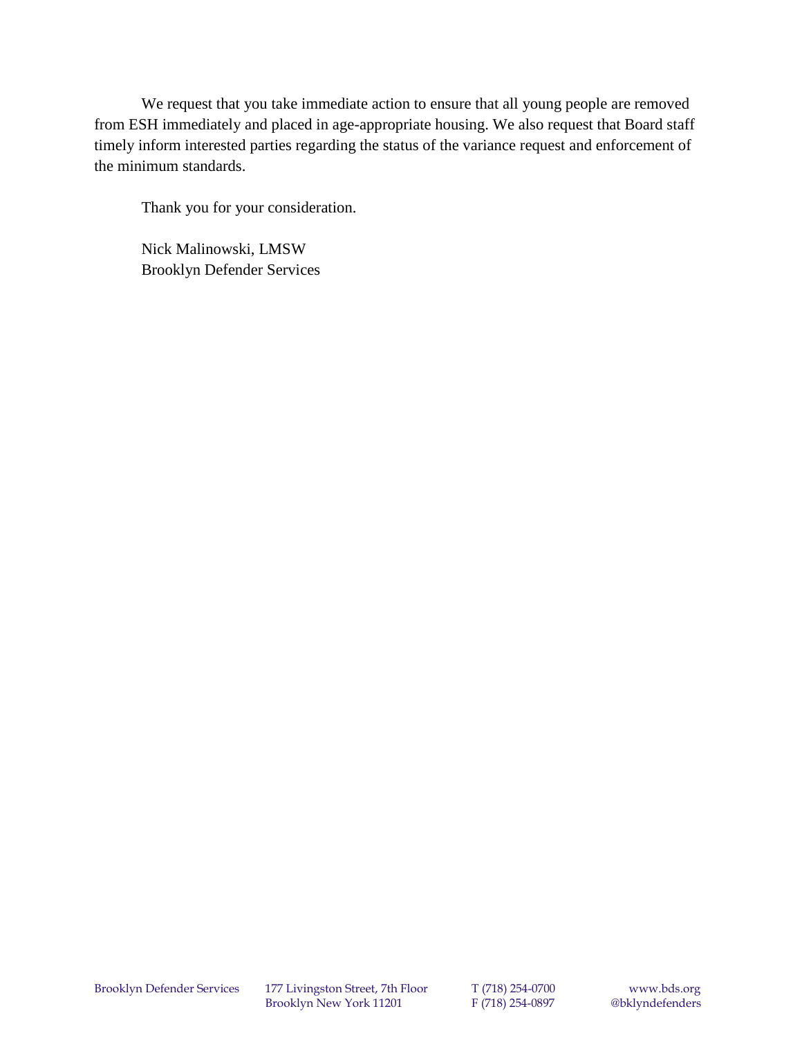We request that you take immediate action to ensure that all young people are removed from ESH immediately and placed in age-appropriate housing. We also request that Board staff timely inform interested parties regarding the status of the variance request and enforcement of the minimum standards.

Thank you for your consideration.

Nick Malinowski, LMSW
Brooklyn Defender Services